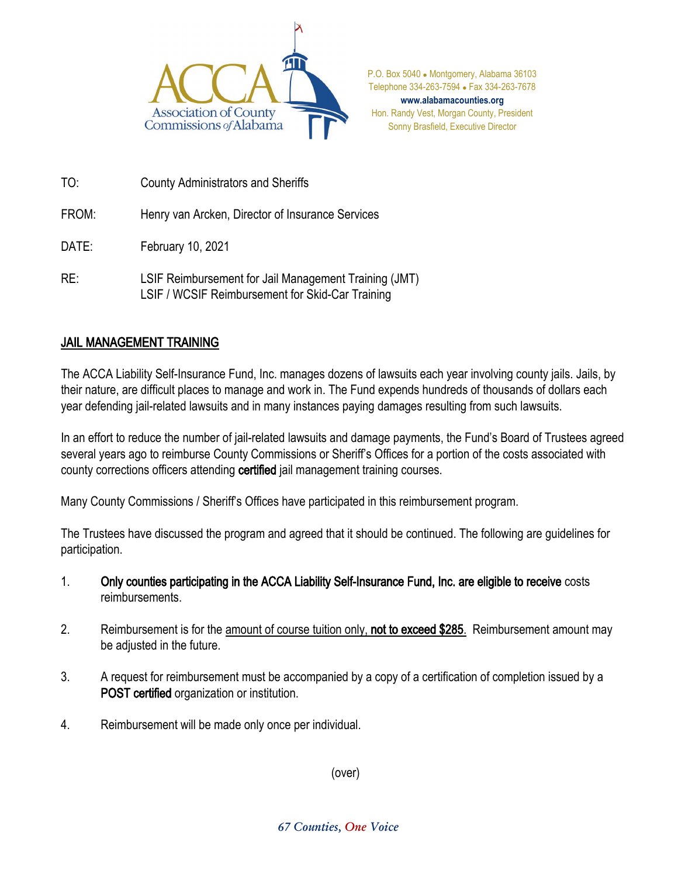ACCA Association of County Commissions of Alabama

P.O. Box 5040 • Montgomery, Alabama 36103
Telephone 334-263-7594 • Fax 334-263-7678
**www.alabamacounties.org**
Hon. Randy Vest, Morgan County, President
Sonny Brasfield, Executive Director

TO: County Administrators and Sheriffs

FROM: Henry van Arcken, Director of Insurance Services

DATE: February 10, 2021

RE: LSIF Reimbursement for Jail Management Training (JMT)
LSIF / WCSIF Reimbursement for Skid-Car Training

## JAIL MANAGEMENT TRAINING

The ACCA Liability Self-Insurance Fund, Inc. manages dozens of lawsuits each year involving county jails. Jails, by their nature, are difficult places to manage and work in. The Fund expends hundreds of thousands of dollars each year defending jail-related lawsuits and in many instances paying damages resulting from such lawsuits.

In an effort to reduce the number of jail-related lawsuits and damage payments, the Fund's Board of Trustees agreed several years ago to reimburse County Commissions or Sheriff's Offices for a portion of the costs associated with county corrections officers attending **certified** jail management training courses.

Many County Commissions / Sheriff's Offices have participated in this reimbursement program.

The Trustees have discussed the program and agreed that it should be continued. The following are guidelines for participation.

1. **Only counties participating in the ACCA Liability Self-Insurance Fund, Inc. are eligible to receive** costs reimbursements.

2. Reimbursement is for the amount of course tuition only, **not to exceed $285**. Reimbursement amount may be adjusted in the future.

3. A request for reimbursement must be accompanied by a copy of a certification of completion issued by a **POST certified** organization or institution.

4. Reimbursement will be made only once per individual.

(over)

*67 Counties, One Voice*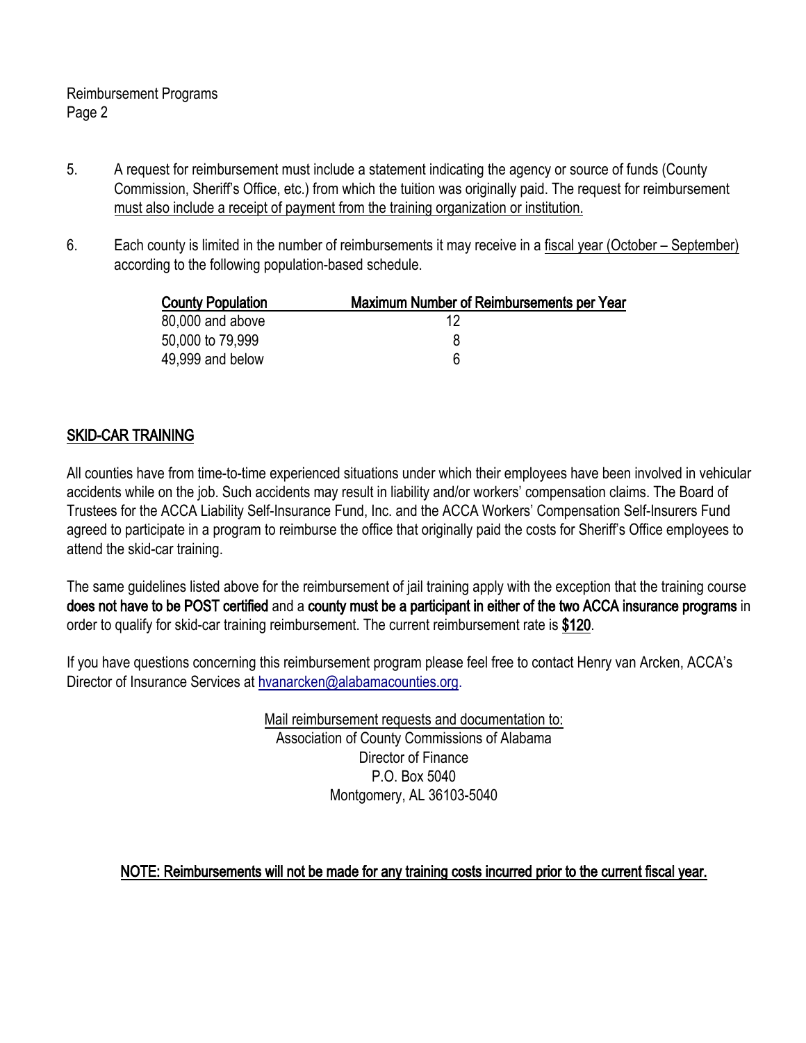5. A request for reimbursement must include a statement indicating the agency or source of funds (County Commission, Sheriff's Office, etc.) from which the tuition was originally paid. The request for reimbursement must also include a receipt of payment from the training organization or institution.

6. Each county is limited in the number of reimbursements it may receive in a fiscal year (October – September) according to the following population-based schedule.

| County Population | Maximum Number of Reimbursements per Year |
|---|---|
| 80,000 and above | 12 |
| 50,000 to 79,999 | 8 |
| 49,999 and below | 6 |

## SKID-CAR TRAINING

All counties have from time-to-time experienced situations under which their employees have been involved in vehicular accidents while on the job. Such accidents may result in liability and/or workers' compensation claims. The Board of Trustees for the ACCA Liability Self-Insurance Fund, Inc. and the ACCA Workers' Compensation Self-Insurers Fund agreed to participate in a program to reimburse the office that originally paid the costs for Sheriff's Office employees to attend the skid-car training.

The same guidelines listed above for the reimbursement of jail training apply with the exception that the training course **does not have to be POST certified** and a **county must be a participant in either of the two ACCA insurance programs** in order to qualify for skid-car training reimbursement. The current reimbursement rate is **$120**.

If you have questions concerning this reimbursement program please feel free to contact Henry van Arcken, ACCA's Director of Insurance Services at hvanarcken@alabamacounties.org.

Mail reimbursement requests and documentation to:
Association of County Commissions of Alabama
Director of Finance
P.O. Box 5040
Montgomery, AL 36103-5040

**NOTE: Reimbursements will not be made for any training costs incurred prior to the current fiscal year.**